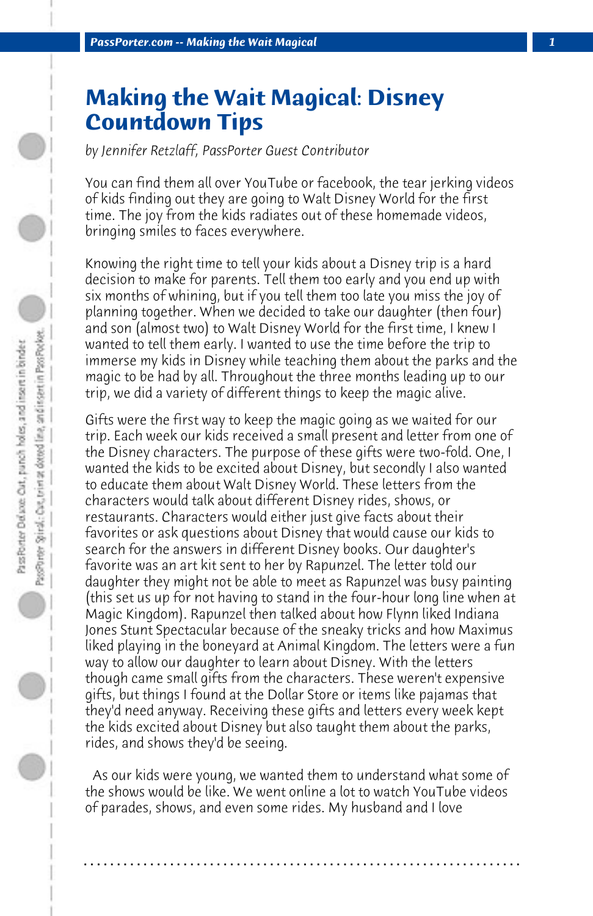# Making the Wait Magical: Disney Countdown Tips

*by Jennifer Retzlaff, PassPorter Guest Contributor*

You can find them all over YouTube or facebook, the tear jerking videos of kids finding out they are going to Walt Disney World for the first time. The joy from the kids radiates out of these homemade videos, bringing smiles to faces everywhere.

Knowing the right time to tell your kids about a Disney trip is a hard decision to make for parents. Tell them too early and you end up with six months of whining, but if you tell them too late you miss the joy of planning together. When we decided to take our daughter (then four) and son (almost two) to Walt Disney World for the first time, I knew I wanted to tell them early. I wanted to use the time before the trip to immerse my kids in Disney while teaching them about the parks and the magic to be had by all. Throughout the three months leading up to our trip, we did a variety of different things to keep the magic alive.

Gifts were the first way to keep the magic going as we waited for our trip. Each week our kids received a small present and letter from one of the Disney characters. The purpose of these gifts were two-fold. One, I wanted the kids to be excited about Disney, but secondly I also wanted to educate them about Walt Disney World. These letters from the characters would talk about different Disney rides, shows, or restaurants. Characters would either just give facts about their favorites or ask questions about Disney that would cause our kids to search for the answers in different Disney books. Our daughter's favorite was an art kit sent to her by Rapunzel. The letter told our daughter they might not be able to meet as Rapunzel was busy painting (this set us up for not having to stand in the four-hour long line when at Magic Kingdom). Rapunzel then talked about how Flynn liked Indiana Jones Stunt Spectacular because of the sneaky tricks and how Maximus liked playing in the boneyard at Animal Kingdom. The letters were a fun way to allow our daughter to learn about Disney. With the letters though came small gifts from the characters. These weren't expensive gifts, but things I found at the Dollar Store or items like pajamas that they'd need anyway. Receiving these gifts and letters every week kept the kids excited about Disney but also taught them about the parks, rides, and shows they'd be seeing.

As our kids were young, we wanted them to understand what some of the shows would be like. We went online a lot to watch YouTube videos of parades, shows, and even some rides. My husband and I love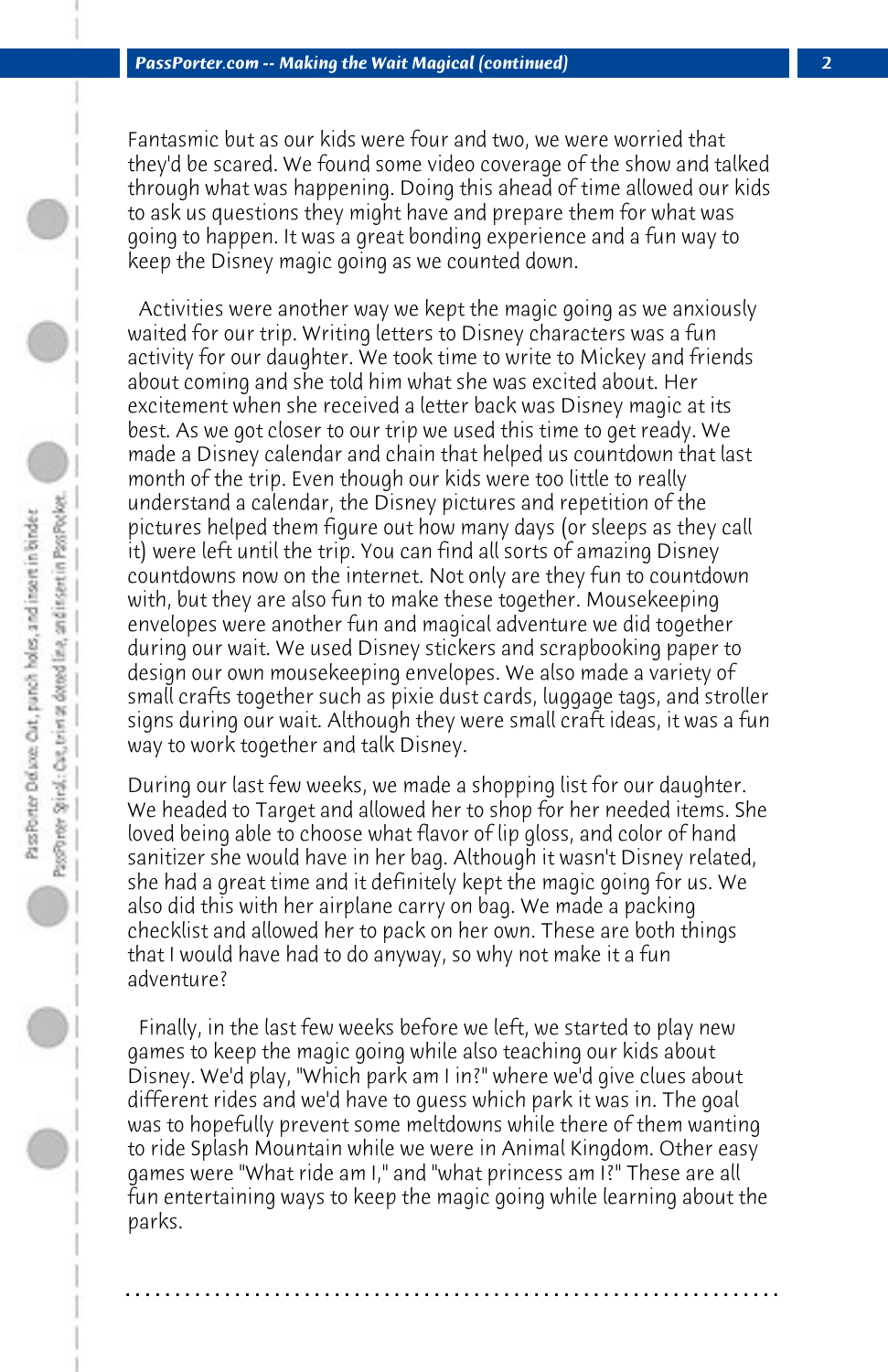Fantasmic but as our kids were four and two, we were worried that they'd be scared. We found some video coverage of the show and talked through what was happening. Doing this ahead of time allowed our kids to ask us questions they might have and prepare them for what was going to happen. It was a great bonding experience and a fun way to keep the Disney magic going as we counted down.

Activities were another way we kept the magic going as we anxiously waited for our trip. Writing letters to Disney characters was a fun activity for our daughter. We took time to write to Mickey and friends about coming and she told him what she was excited about. Her excitement when she received a letter back was Disney magic at its best. As we got closer to our trip we used this time to get ready. We made a Disney calendar and chain that helped us countdown that last month of the trip. Even though our kids were too little to really understand a calendar, the Disney pictures and repetition of the pictures helped them figure out how many days (or sleeps as they call it) were left until the trip. You can find all sorts of amazing Disney countdowns now on the internet. Not only are they fun to countdown with, but they are also fun to make these together. Mousekeeping envelopes were another fun and magical adventure we did together during our wait. We used Disney stickers and scrapbooking paper to design our own mousekeeping envelopes. We also made a variety of small crafts together such as pixie dust cards, luggage tags, and stroller signs during our wait. Although they were small craft ideas, it was a fun way to work together and talk Disney.

During our last few weeks, we made a shopping list for our daughter. We headed to Target and allowed her to shop for her needed items. She loved being able to choose what flavor of lip gloss, and color of hand sanitizer she would have in her bag. Although it wasn't Disney related, she had a great time and it definitely kept the magic going for us. We also did this with her airplane carry on bag. We made a packing checklist and allowed her to pack on her own. These are both things that I would have had to do anyway, so why not make it a fun adventure?

Finally, in the last few weeks before we left, we started to play new games to keep the magic going while also teaching our kids about Disney. We'd play, "Which park am I in?" where we'd give clues about different rides and we'd have to guess which park it was in. The goal was to hopefully prevent some meltdowns while there of them wanting to ride Splash Mountain while we were in Animal Kingdom. Other easy games were "What ride am I," and "what princess am I?" These are all fun entertaining ways to keep the magic going while learning about the parks.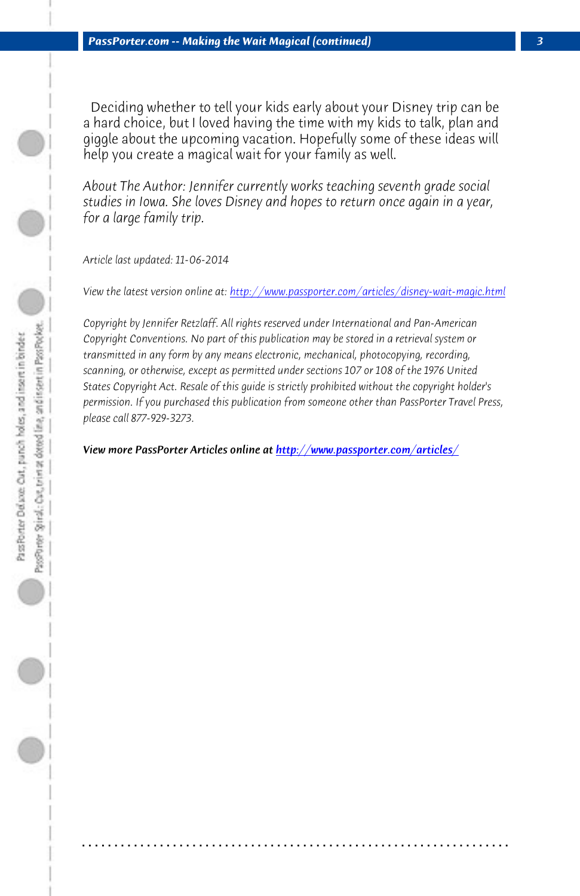Deciding whether to tell your kids early about your Disney trip can be a hard choice, but I loved having the time with my kids to talk, plan and giggle about the upcoming vacation. Hopefully some of these ideas will help you create a magical wait for your family as well.

*About The Author: Jennifer currently works teaching seventh grade social studies in Iowa. She loves Disney and hopes to return once again in a year, for a large family trip.*

*Article last updated: 11-06-2014*

*View the latest version online at: http://www.passporter.com/articles/disney-wait-magic.html*

*Copyright by Jennifer Retzlaff. All rights reserved under International and Pan-American Copyright Conventions. No part of this publication may be stored in a retrieval system or transmitted in any form by any means electronic, mechanical, photocopying, recording, scanning, or otherwise, except as permitted under sections 107 or 108 of the 1976 United States Copyright Act. Resale of this guide is strictly prohibited without the copyright holder's permission. If you purchased this publication from someone other than PassPorter Travel Press, please call 877-929-3273.*

***View more PassPorter Articles online at http://www.passporter.com/articles/***